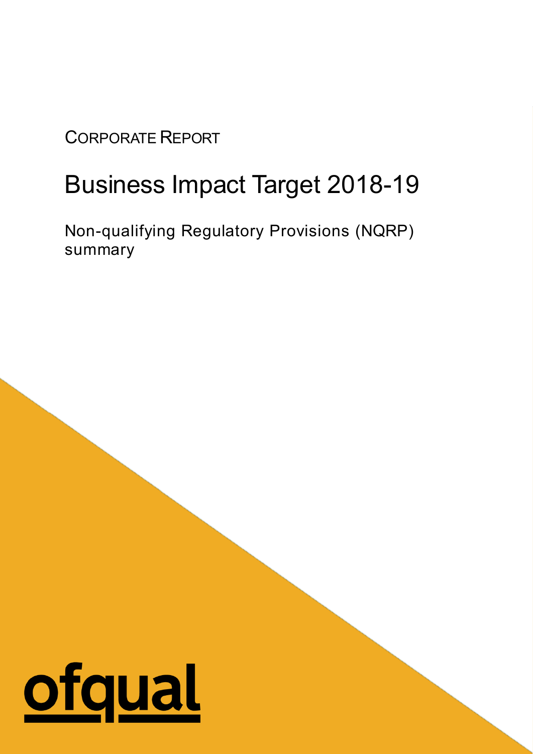CORPORATE REPORT

# Business Impact Target 2018-19

Non-qualifying Regulatory Provisions (NQRP) summary

ofqual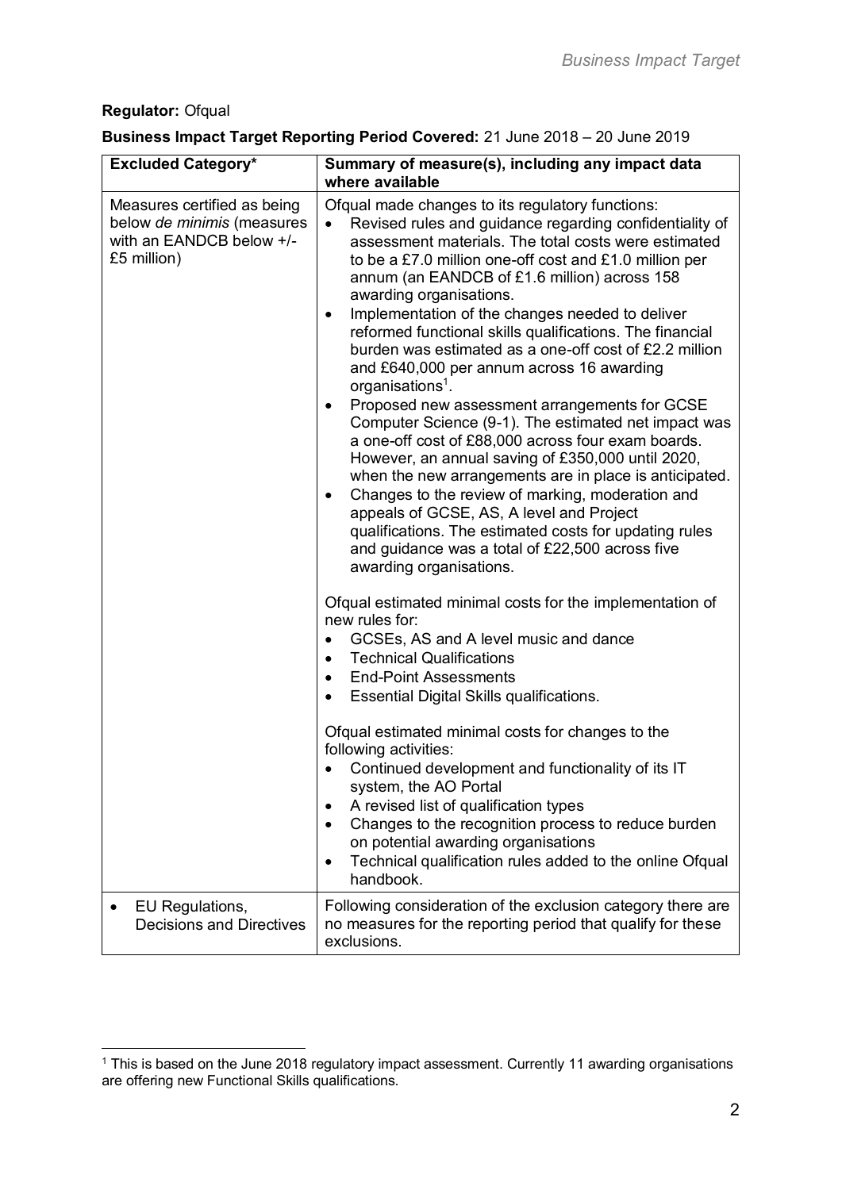**Regulator:** Ofqual

**Business Impact Target Reporting Period Covered:** 21 June 2018 – 20 June 2019

| Excluded Category* | Summary of measure(s), including any impact data where available |
| --- | --- |
| Measures certified as being below *de minimis* (measures with an EANDCB below +/- £5 million) | Ofqual made changes to its regulatory functions:<br>• Revised rules and guidance regarding confidentiality of assessment materials. The total costs were estimated to be a £7.0 million one-off cost and £1.0 million per annum (an EANDCB of £1.6 million) across 158 awarding organisations.<br>• Implementation of the changes needed to deliver reformed functional skills qualifications. The financial burden was estimated as a one-off cost of £2.2 million and £640,000 per annum across 16 awarding organisations[1].<br>• Proposed new assessment arrangements for GCSE Computer Science (9-1). The estimated net impact was a one-off cost of £88,000 across four exam boards. However, an annual saving of £350,000 until 2020, when the new arrangements are in place is anticipated.<br>• Changes to the review of marking, moderation and appeals of GCSE, AS, A level and Project qualifications. The estimated costs for updating rules and guidance was a total of £22,500 across five awarding organisations.<br><br>Ofqual estimated minimal costs for the implementation of new rules for:<br>• GCSEs, AS and A level music and dance<br>• Technical Qualifications<br>• End-Point Assessments<br>• Essential Digital Skills qualifications.<br><br>Ofqual estimated minimal costs for changes to the following activities:<br>• Continued development and functionality of its IT system, the AO Portal<br>• A revised list of qualification types<br>• Changes to the recognition process to reduce burden on potential awarding organisations<br>• Technical qualification rules added to the online Ofqual handbook. |
| • EU Regulations, Decisions and Directives | Following consideration of the exclusion category there are no measures for the reporting period that qualify for these exclusions. |

[1] This is based on the June 2018 regulatory impact assessment. Currently 11 awarding organisations are offering new Functional Skills qualifications.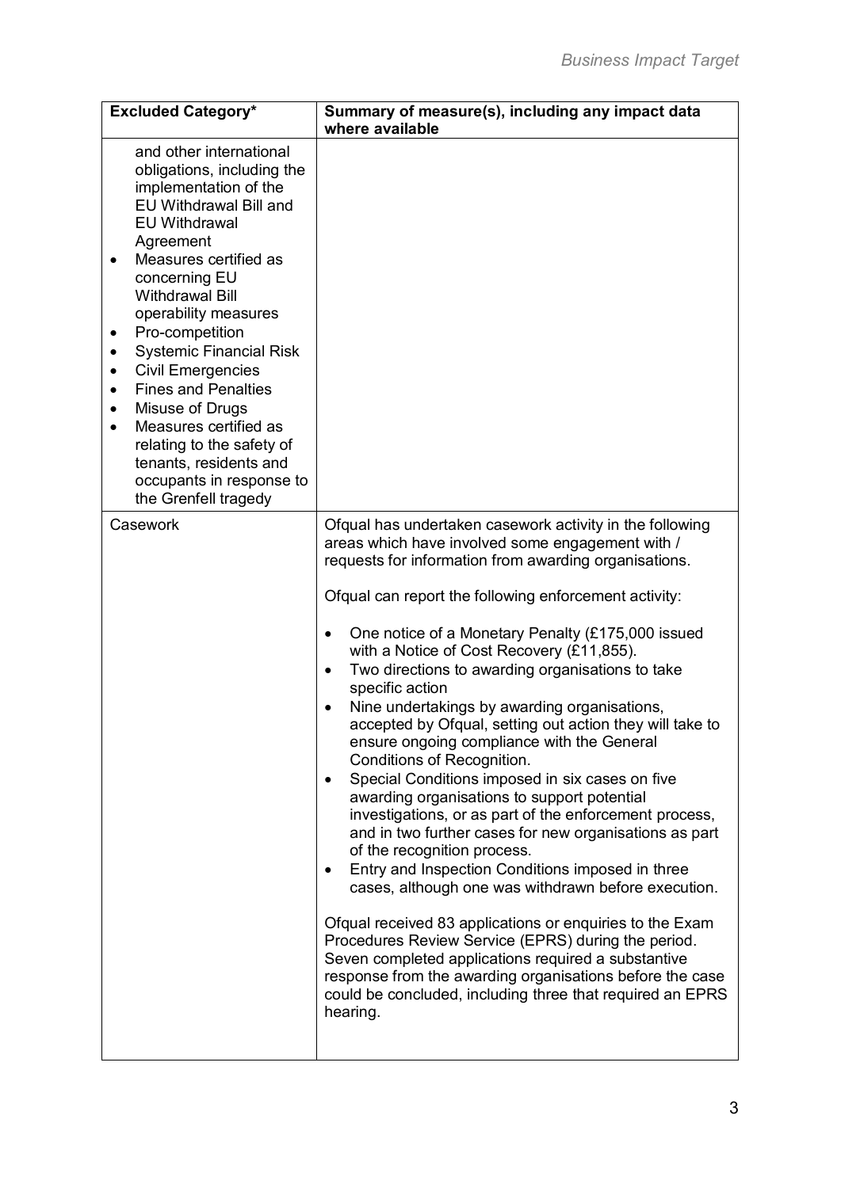| Excluded Category* | Summary of measure(s), including any impact data where available |
|---|---|
| and other international obligations, including the implementation of the EU Withdrawal Bill and EU Withdrawal Agreement<br>• Measures certified as concerning EU Withdrawal Bill operability measures<br>• Pro-competition<br>• Systemic Financial Risk<br>• Civil Emergencies<br>• Fines and Penalties<br>• Misuse of Drugs<br>• Measures certified as relating to the safety of tenants, residents and occupants in response to the Grenfell tragedy | |
| Casework | Ofqual has undertaken casework activity in the following areas which have involved some engagement with / requests for information from awarding organisations.<br><br>Ofqual can report the following enforcement activity:<br><br>• One notice of a Monetary Penalty (£175,000 issued with a Notice of Cost Recovery (£11,855).<br>• Two directions to awarding organisations to take specific action<br>• Nine undertakings by awarding organisations, accepted by Ofqual, setting out action they will take to ensure ongoing compliance with the General Conditions of Recognition.<br>• Special Conditions imposed in six cases on five awarding organisations to support potential investigations, or as part of the enforcement process, and in two further cases for new organisations as part of the recognition process.<br>• Entry and Inspection Conditions imposed in three cases, although one was withdrawn before execution.<br><br>Ofqual received 83 applications or enquiries to the Exam Procedures Review Service (EPRS) during the period. Seven completed applications required a substantive response from the awarding organisations before the case could be concluded, including three that required an EPRS hearing. |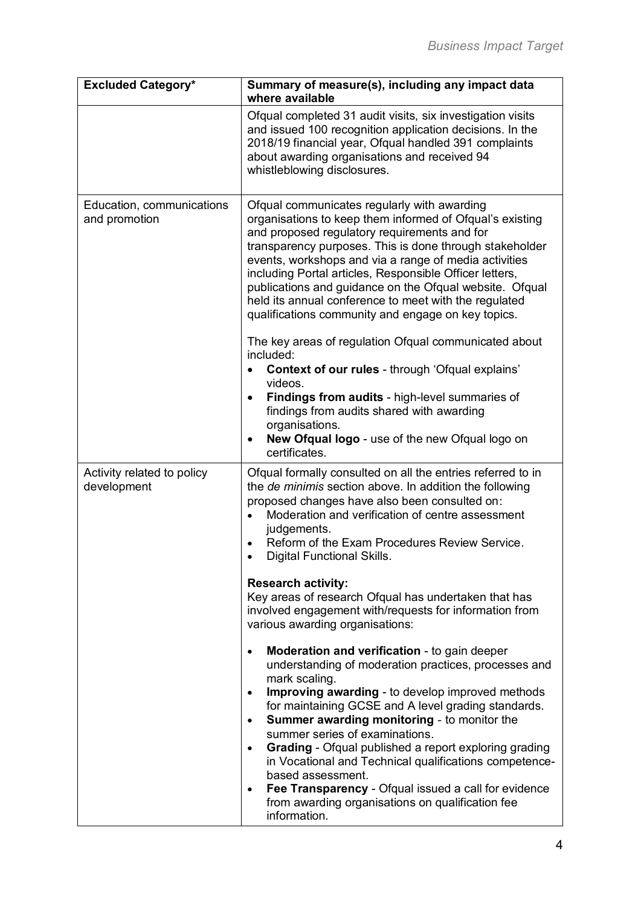| Excluded Category* | Summary of measure(s), including any impact data where available |
|---|---|
| | Ofqual completed 31 audit visits, six investigation visits and issued 100 recognition application decisions. In the 2018/19 financial year, Ofqual handled 391 complaints about awarding organisations and received 94 whistleblowing disclosures. |
| Education, communications and promotion | Ofqual communicates regularly with awarding organisations to keep them informed of Ofqual's existing and proposed regulatory requirements and for transparency purposes. This is done through stakeholder events, workshops and via a range of media activities including Portal articles, Responsible Officer letters, publications and guidance on the Ofqual website. Ofqual held its annual conference to meet with the regulated qualifications community and engage on key topics.<br><br>The key areas of regulation Ofqual communicated about included:<br>• **Context of our rules** - through 'Ofqual explains' videos.<br>• **Findings from audits** - high-level summaries of findings from audits shared with awarding organisations.<br>• **New Ofqual logo** - use of the new Ofqual logo on certificates. |
| Activity related to policy development | Ofqual formally consulted on all the entries referred to in the *de minimis* section above. In addition the following proposed changes have also been consulted on:<br>• Moderation and verification of centre assessment judgements.<br>• Reform of the Exam Procedures Review Service.<br>• Digital Functional Skills.<br><br>**Research activity:**<br>Key areas of research Ofqual has undertaken that has involved engagement with/requests for information from various awarding organisations:<br><br>• **Moderation and verification** - to gain deeper understanding of moderation practices, processes and mark scaling.<br>• **Improving awarding** - to develop improved methods for maintaining GCSE and A level grading standards.<br>• **Summer awarding monitoring** - to monitor the summer series of examinations.<br>• **Grading** - Ofqual published a report exploring grading in Vocational and Technical qualifications competence-based assessment.<br>• **Fee Transparency** - Ofqual issued a call for evidence from awarding organisations on qualification fee information. |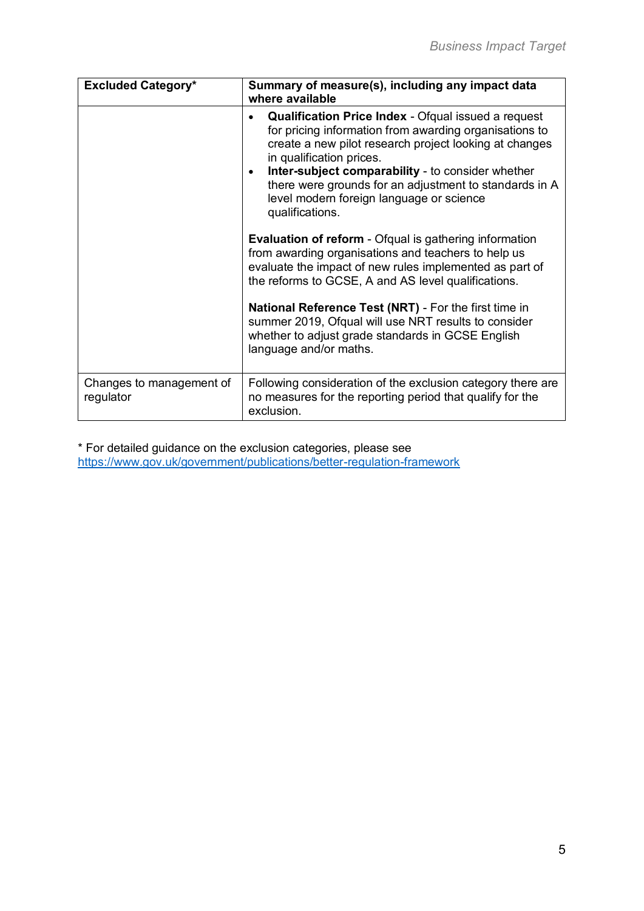| Excluded Category* | Summary of measure(s), including any impact data where available |
| --- | --- |
| | • **Qualification Price Index** - Ofqual issued a request for pricing information from awarding organisations to create a new pilot research project looking at changes in qualification prices.<br>• **Inter-subject comparability** - to consider whether there were grounds for an adjustment to standards in A level modern foreign language or science qualifications.<br><br>**Evaluation of reform** - Ofqual is gathering information from awarding organisations and teachers to help us evaluate the impact of new rules implemented as part of the reforms to GCSE, A and AS level qualifications.<br><br>**National Reference Test (NRT)** - For the first time in summer 2019, Ofqual will use NRT results to consider whether to adjust grade standards in GCSE English language and/or maths. |
| Changes to management of regulator | Following consideration of the exclusion category there are no measures for the reporting period that qualify for the exclusion. |

* For detailed guidance on the exclusion categories, please see https://www.gov.uk/government/publications/better-regulation-framework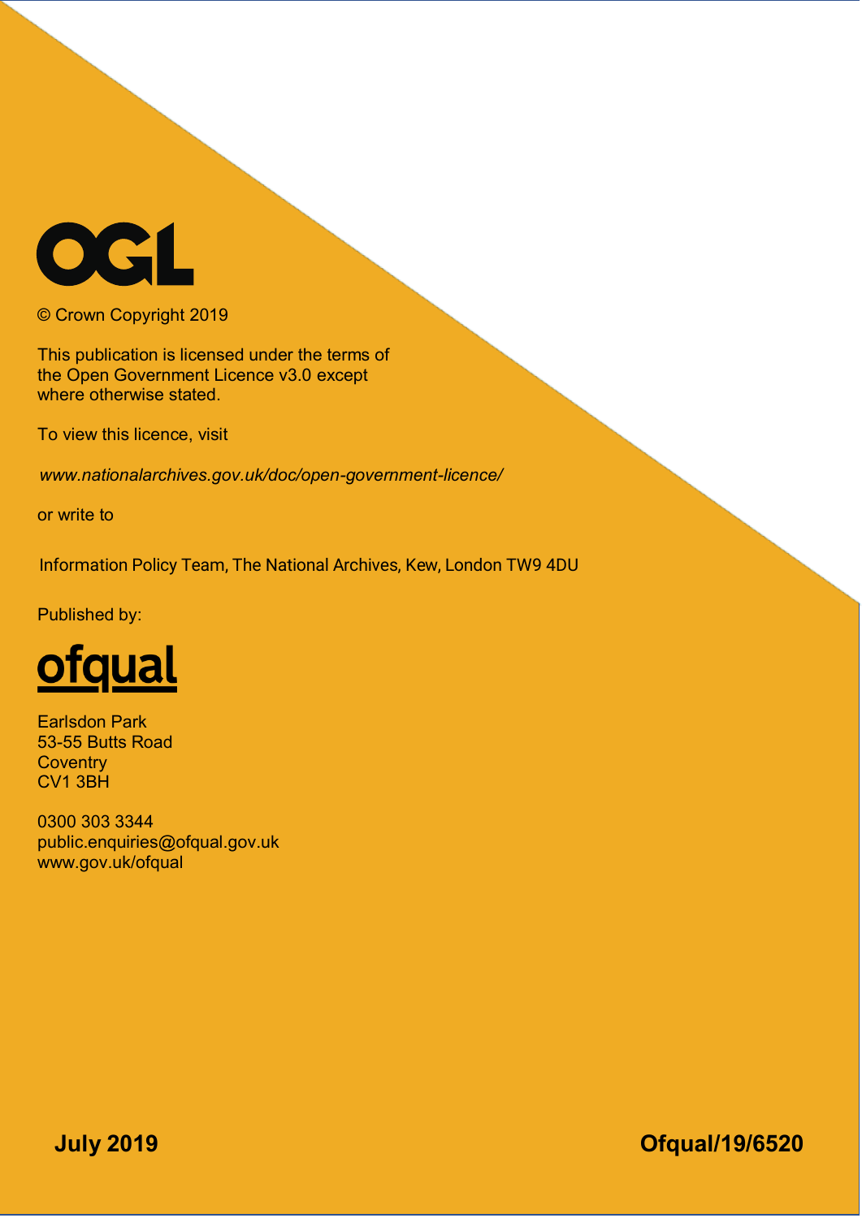OGL

© Crown Copyright 2019

This publication is licensed under the terms of the Open Government Licence v3.0 except where otherwise stated.

To view this licence, visit

*www.nationalarchives.gov.uk/doc/open-government-licence/*

or write to

Information Policy Team, The National Archives, Kew, London TW9 4DU

Published by:

ofqual

Earlsdon Park
53-55 Butts Road
Coventry
CV1 3BH

0300 303 3344
public.enquiries@ofqual.gov.uk
www.gov.uk/ofqual

**July 2019**

**Ofqual/19/6520**